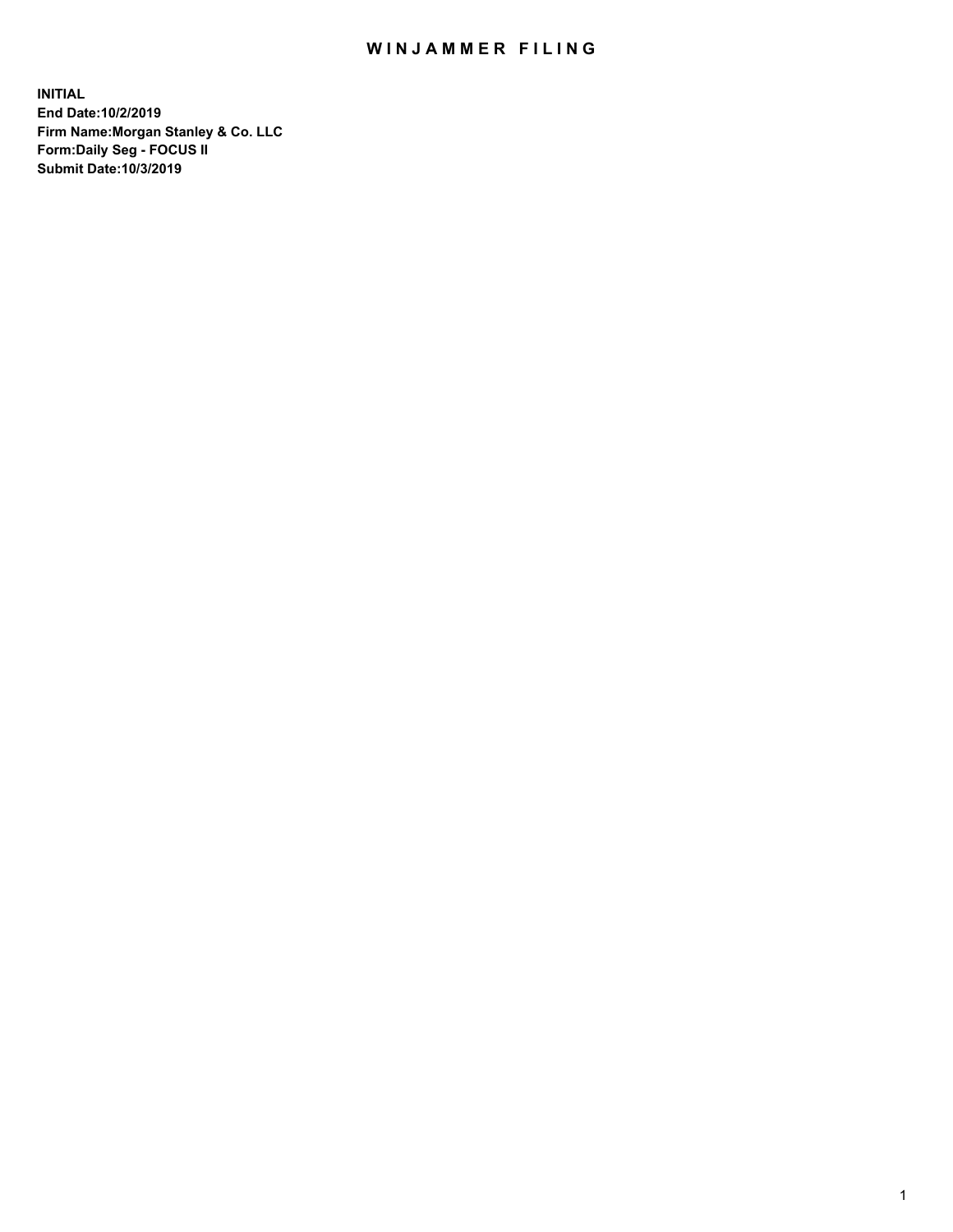# WINJAMMER FILING

**INITIAL**
**End Date:10/2/2019**
**Firm Name:Morgan Stanley & Co. LLC**
**Form:Daily Seg - FOCUS II**
**Submit Date:10/3/2019**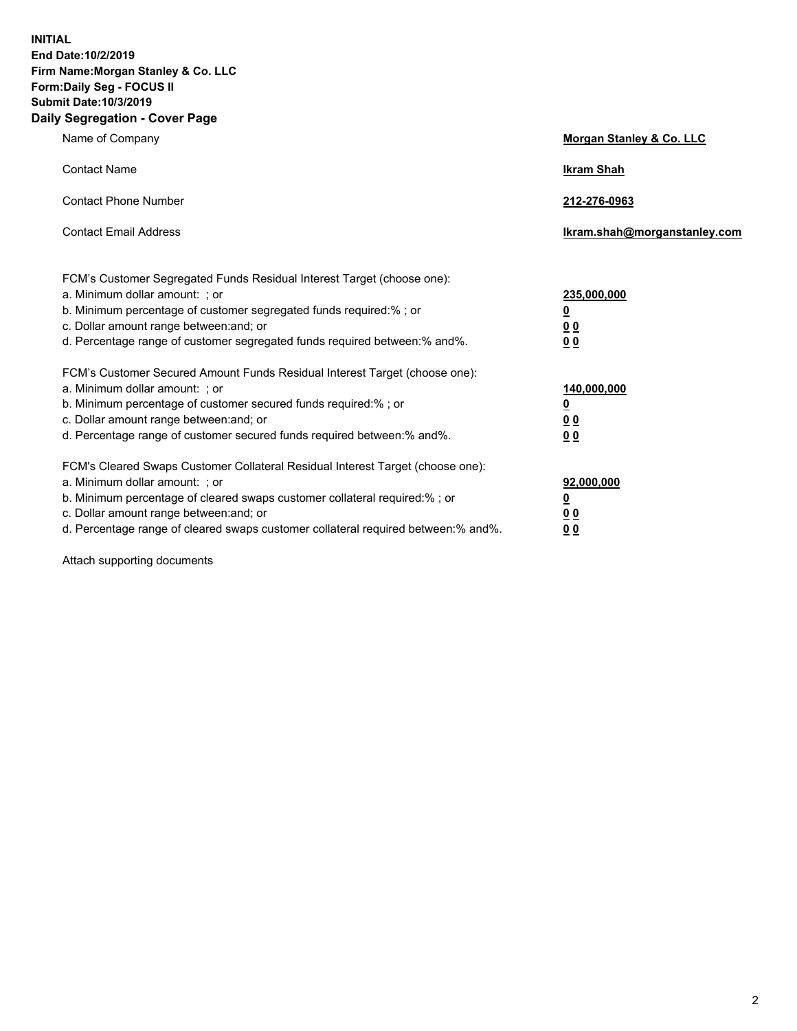**INITIAL**
**End Date:10/2/2019**
**Firm Name:Morgan Stanley & Co. LLC**
**Form:Daily Seg - FOCUS II**
**Submit Date:10/3/2019**
**Daily Segregation - Cover Page**

| | |
|---|---|
| Name of Company | **Morgan Stanley & Co. LLC** |
| Contact Name | **Ikram Shah** |
| Contact Phone Number | **212-276-0963** |
| Contact Email Address | **Ikram.shah@morganstanley.com** |

| | |
|---|---|
| FCM's Customer Segregated Funds Residual Interest Target (choose one): | |
| a. Minimum dollar amount: ; or | **235,000,000** |
| b. Minimum percentage of customer segregated funds required:% ; or | **0** |
| c. Dollar amount range between:and; or | **0 0** |
| d. Percentage range of customer segregated funds required between:% and%. | **0 0** |
| FCM's Customer Secured Amount Funds Residual Interest Target (choose one): | |
| a. Minimum dollar amount: ; or | **140,000,000** |
| b. Minimum percentage of customer secured funds required:% ; or | **0** |
| c. Dollar amount range between:and; or | **0 0** |
| d. Percentage range of customer secured funds required between:% and%. | **0 0** |
| FCM's Cleared Swaps Customer Collateral Residual Interest Target (choose one): | |
| a. Minimum dollar amount: ; or | **92,000,000** |
| b. Minimum percentage of cleared swaps customer collateral required:% ; or | **0** |
| c. Dollar amount range between:and; or | **0 0** |
| d. Percentage range of cleared swaps customer collateral required between:% and%. | **0 0** |

Attach supporting documents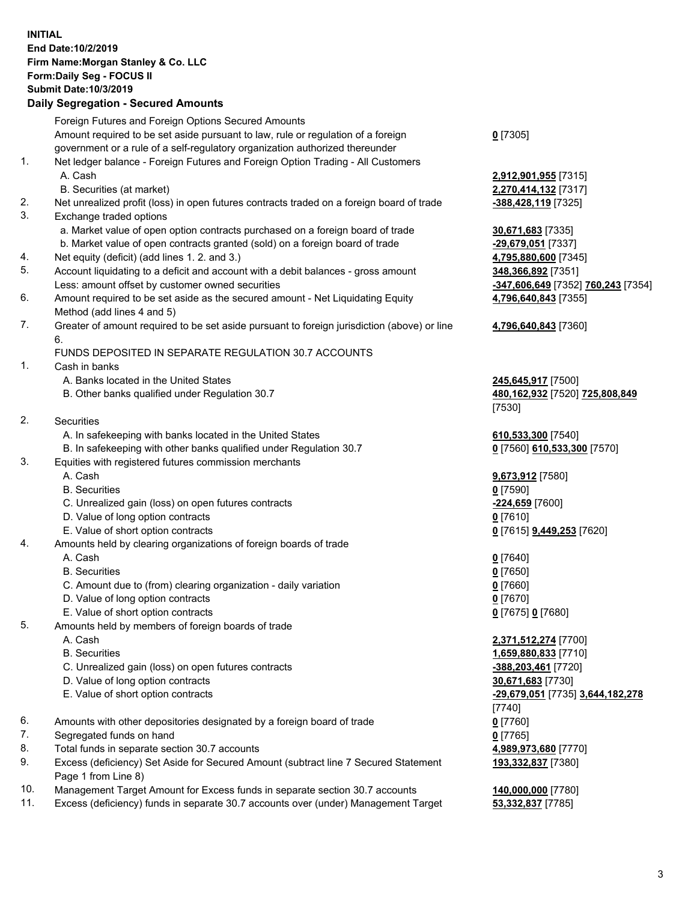**INITIAL**
**End Date:10/2/2019**
**Firm Name:Morgan Stanley & Co. LLC**
**Form:Daily Seg - FOCUS II**
**Submit Date:10/3/2019**

## Daily Segregation - Secured Amounts

| | | |
|---|---|---|
| | Foreign Futures and Foreign Options Secured Amounts | |
| | Amount required to be set aside pursuant to law, rule or regulation of a foreign government or a rule of a self-regulatory organization authorized thereunder | **0** [7305] |
| 1. | Net ledger balance - Foreign Futures and Foreign Option Trading - All Customers | |
| | A. Cash | **2,912,901,955** [7315] |
| | B. Securities (at market) | **2,270,414,132** [7317] |
| 2. | Net unrealized profit (loss) in open futures contracts traded on a foreign board of trade | **-388,428,119** [7325] |
| 3. | Exchange traded options | |
| | a. Market value of open option contracts purchased on a foreign board of trade | **30,671,683** [7335] |
| | b. Market value of open contracts granted (sold) on a foreign board of trade | **-29,679,051** [7337] |
| 4. | Net equity (deficit) (add lines 1. 2. and 3.) | **4,795,880,600** [7345] |
| 5. | Account liquidating to a deficit and account with a debit balances - gross amount | **348,366,892** [7351] |
| | Less: amount offset by customer owned securities | **-347,606,649** [7352] **760,243** [7354] |
| 6. | Amount required to be set aside as the secured amount - Net Liquidating Equity Method (add lines 4 and 5) | **4,796,640,843** [7355] |
| 7. | Greater of amount required to be set aside pursuant to foreign jurisdiction (above) or line 6. | **4,796,640,843** [7360] |
| | FUNDS DEPOSITED IN SEPARATE REGULATION 30.7 ACCOUNTS | |
| 1. | Cash in banks | |
| | A. Banks located in the United States | **245,645,917** [7500] |
| | B. Other banks qualified under Regulation 30.7 | **480,162,932** [7520] **725,808,849** [7530] |
| 2. | Securities | |
| | A. In safekeeping with banks located in the United States | **610,533,300** [7540] |
| | B. In safekeeping with other banks qualified under Regulation 30.7 | **0** [7560] **610,533,300** [7570] |
| 3. | Equities with registered futures commission merchants | |
| | A. Cash | **9,673,912** [7580] |
| | B. Securities | **0** [7590] |
| | C. Unrealized gain (loss) on open futures contracts | **-224,659** [7600] |
| | D. Value of long option contracts | **0** [7610] |
| | E. Value of short option contracts | **0** [7615] **9,449,253** [7620] |
| 4. | Amounts held by clearing organizations of foreign boards of trade | |
| | A. Cash | **0** [7640] |
| | B. Securities | **0** [7650] |
| | C. Amount due to (from) clearing organization - daily variation | **0** [7660] |
| | D. Value of long option contracts | **0** [7670] |
| | E. Value of short option contracts | **0** [7675] **0** [7680] |
| 5. | Amounts held by members of foreign boards of trade | |
| | A. Cash | **2,371,512,274** [7700] |
| | B. Securities | **1,659,880,833** [7710] |
| | C. Unrealized gain (loss) on open futures contracts | **-388,203,461** [7720] |
| | D. Value of long option contracts | **30,671,683** [7730] |
| | E. Value of short option contracts | **-29,679,051** [7735] **3,644,182,278** [7740] |
| 6. | Amounts with other depositories designated by a foreign board of trade | **0** [7760] |
| 7. | Segregated funds on hand | **0** [7765] |
| 8. | Total funds in separate section 30.7 accounts | **4,989,973,680** [7770] |
| 9. | Excess (deficiency) Set Aside for Secured Amount (subtract line 7 Secured Statement Page 1 from Line 8) | **193,332,837** [7380] |
| 10. | Management Target Amount for Excess funds in separate section 30.7 accounts | **140,000,000** [7780] |
| 11. | Excess (deficiency) funds in separate 30.7 accounts over (under) Management Target | **53,332,837** [7785] |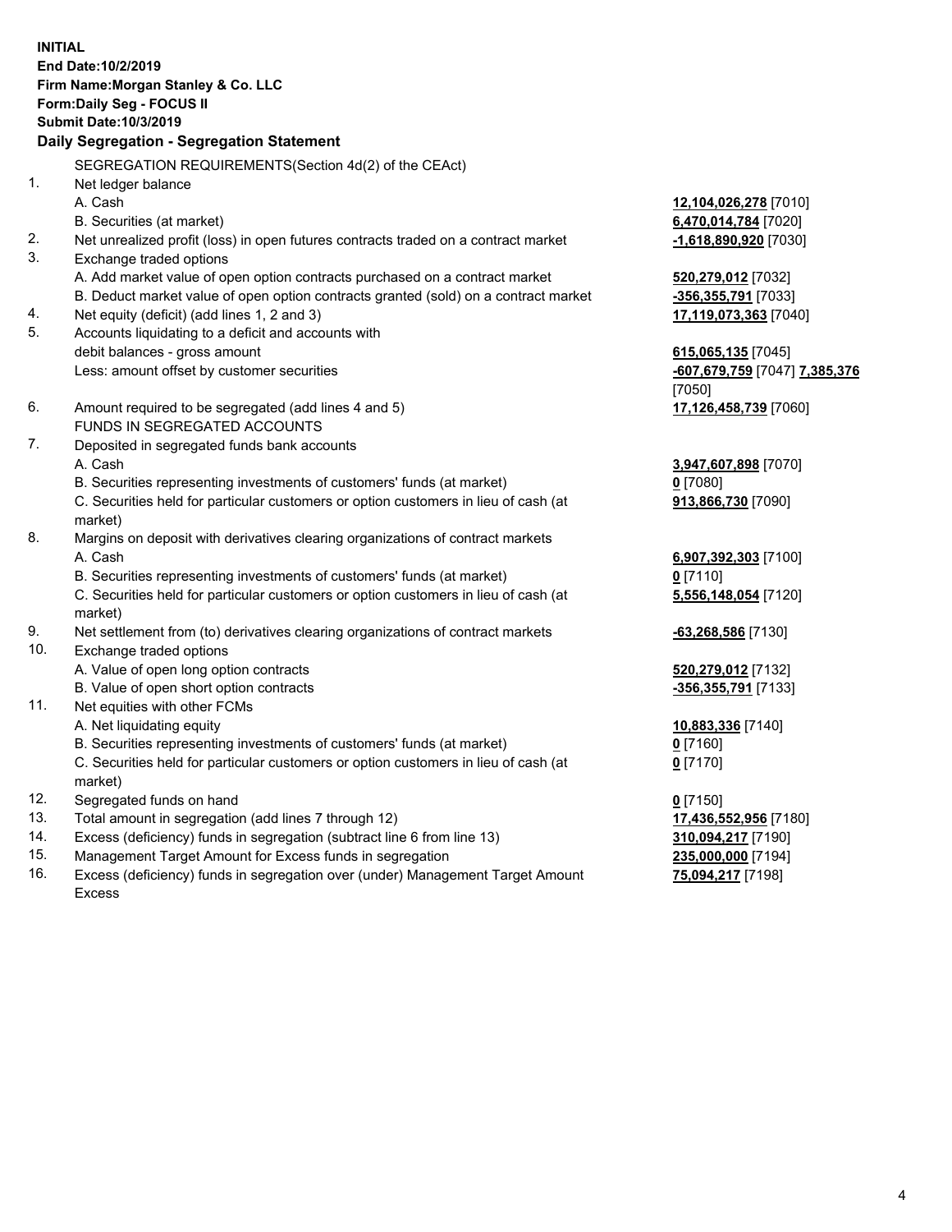**INITIAL**
**End Date:10/2/2019**
**Firm Name:Morgan Stanley & Co. LLC**
**Form:Daily Seg - FOCUS II**
**Submit Date:10/3/2019**

## Daily Segregation - Segregation Statement

SEGREGATION REQUIREMENTS(Section 4d(2) of the CEAct)

| | | |
|---|---|---|
| 1. | Net ledger balance | |
| | A. Cash | **12,104,026,278** [7010] |
| | B. Securities (at market) | **6,470,014,784** [7020] |
| 2. | Net unrealized profit (loss) in open futures contracts traded on a contract market | **-1,618,890,920** [7030] |
| 3. | Exchange traded options | |
| | A. Add market value of open option contracts purchased on a contract market | **520,279,012** [7032] |
| | B. Deduct market value of open option contracts granted (sold) on a contract market | **-356,355,791** [7033] |
| 4. | Net equity (deficit) (add lines 1, 2 and 3) | **17,119,073,363** [7040] |
| 5. | Accounts liquidating to a deficit and accounts with debit balances - gross amount | **615,065,135** [7045] |
| | Less: amount offset by customer securities | **-607,679,759** [7047] **7,385,376** [7050] |
| 6. | Amount required to be segregated (add lines 4 and 5) | **17,126,458,739** [7060] |
| | FUNDS IN SEGREGATED ACCOUNTS | |
| 7. | Deposited in segregated funds bank accounts | |
| | A. Cash | **3,947,607,898** [7070] |
| | B. Securities representing investments of customers' funds (at market) | **0** [7080] |
| | C. Securities held for particular customers or option customers in lieu of cash (at market) | **913,866,730** [7090] |
| 8. | Margins on deposit with derivatives clearing organizations of contract markets | |
| | A. Cash | **6,907,392,303** [7100] |
| | B. Securities representing investments of customers' funds (at market) | **0** [7110] |
| | C. Securities held for particular customers or option customers in lieu of cash (at market) | **5,556,148,054** [7120] |
| 9. | Net settlement from (to) derivatives clearing organizations of contract markets | **-63,268,586** [7130] |
| 10. | Exchange traded options | |
| | A. Value of open long option contracts | **520,279,012** [7132] |
| | B. Value of open short option contracts | **-356,355,791** [7133] |
| 11. | Net equities with other FCMs | |
| | A. Net liquidating equity | **10,883,336** [7140] |
| | B. Securities representing investments of customers' funds (at market) | **0** [7160] |
| | C. Securities held for particular customers or option customers in lieu of cash (at market) | **0** [7170] |
| 12. | Segregated funds on hand | **0** [7150] |
| 13. | Total amount in segregation (add lines 7 through 12) | **17,436,552,956** [7180] |
| 14. | Excess (deficiency) funds in segregation (subtract line 6 from line 13) | **310,094,217** [7190] |
| 15. | Management Target Amount for Excess funds in segregation | **235,000,000** [7194] |
| 16. | Excess (deficiency) funds in segregation over (under) Management Target Amount Excess | **75,094,217** [7198] |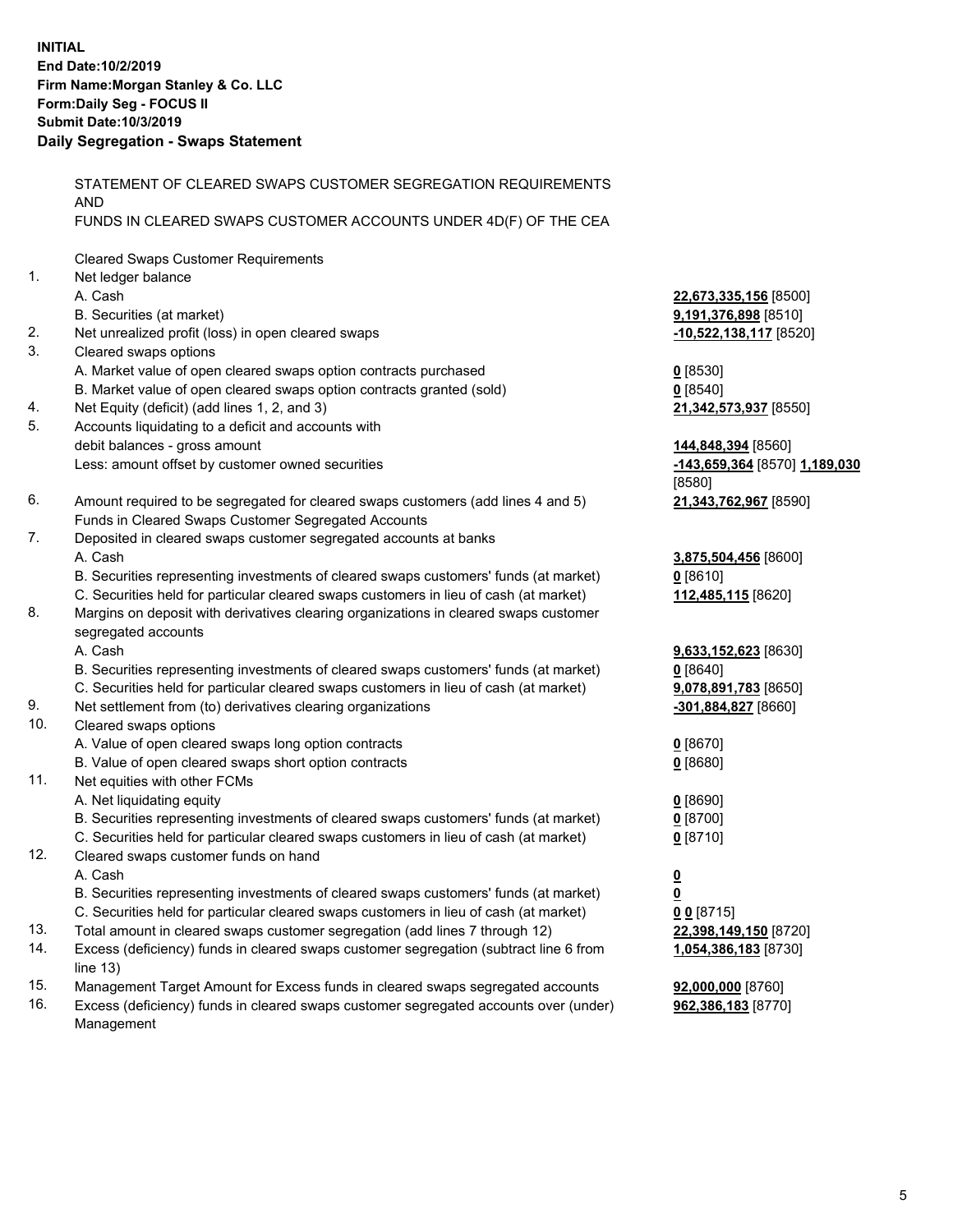**INITIAL**
**End Date:10/2/2019**
**Firm Name:Morgan Stanley & Co. LLC**
**Form:Daily Seg - FOCUS II**
**Submit Date:10/3/2019**
**Daily Segregation - Swaps Statement**

STATEMENT OF CLEARED SWAPS CUSTOMER SEGREGATION REQUIREMENTS AND FUNDS IN CLEARED SWAPS CUSTOMER ACCOUNTS UNDER 4D(F) OF THE CEA

| | | |
|---|---|---|
| | Cleared Swaps Customer Requirements | |
| 1. | Net ledger balance | |
| | A. Cash | **22,673,335,156** [8500] |
| | B. Securities (at market) | **9,191,376,898** [8510] |
| 2. | Net unrealized profit (loss) in open cleared swaps | **-10,522,138,117** [8520] |
| 3. | Cleared swaps options | |
| | A. Market value of open cleared swaps option contracts purchased | **0** [8530] |
| | B. Market value of open cleared swaps option contracts granted (sold) | **0** [8540] |
| 4. | Net Equity (deficit) (add lines 1, 2, and 3) | **21,342,573,937** [8550] |
| 5. | Accounts liquidating to a deficit and accounts with debit balances - gross amount | **144,848,394** [8560] |
| | Less: amount offset by customer owned securities | **-143,659,364** [8570] **1,189,030** [8580] |
| 6. | Amount required to be segregated for cleared swaps customers (add lines 4 and 5) | **21,343,762,967** [8590] |
| | Funds in Cleared Swaps Customer Segregated Accounts | |
| 7. | Deposited in cleared swaps customer segregated accounts at banks | |
| | A. Cash | **3,875,504,456** [8600] |
| | B. Securities representing investments of cleared swaps customers' funds (at market) | **0** [8610] |
| | C. Securities held for particular cleared swaps customers in lieu of cash (at market) | **112,485,115** [8620] |
| 8. | Margins on deposit with derivatives clearing organizations in cleared swaps customer segregated accounts | |
| | A. Cash | **9,633,152,623** [8630] |
| | B. Securities representing investments of cleared swaps customers' funds (at market) | **0** [8640] |
| | C. Securities held for particular cleared swaps customers in lieu of cash (at market) | **9,078,891,783** [8650] |
| 9. | Net settlement from (to) derivatives clearing organizations | **-301,884,827** [8660] |
| 10. | Cleared swaps options | |
| | A. Value of open cleared swaps long option contracts | **0** [8670] |
| | B. Value of open cleared swaps short option contracts | **0** [8680] |
| 11. | Net equities with other FCMs | |
| | A. Net liquidating equity | **0** [8690] |
| | B. Securities representing investments of cleared swaps customers' funds (at market) | **0** [8700] |
| | C. Securities held for particular cleared swaps customers in lieu of cash (at market) | **0** [8710] |
| 12. | Cleared swaps customer funds on hand | |
| | A. Cash | **0** |
| | B. Securities representing investments of cleared swaps customers' funds (at market) | **0** |
| | C. Securities held for particular cleared swaps customers in lieu of cash (at market) | **0** **0** [8715] |
| 13. | Total amount in cleared swaps customer segregation (add lines 7 through 12) | **22,398,149,150** [8720] |
| 14. | Excess (deficiency) funds in cleared swaps customer segregation (subtract line 6 from line 13) | **1,054,386,183** [8730] |
| 15. | Management Target Amount for Excess funds in cleared swaps segregated accounts | **92,000,000** [8760] |
| 16. | Excess (deficiency) funds in cleared swaps customer segregated accounts over (under) Management | **962,386,183** [8770] |